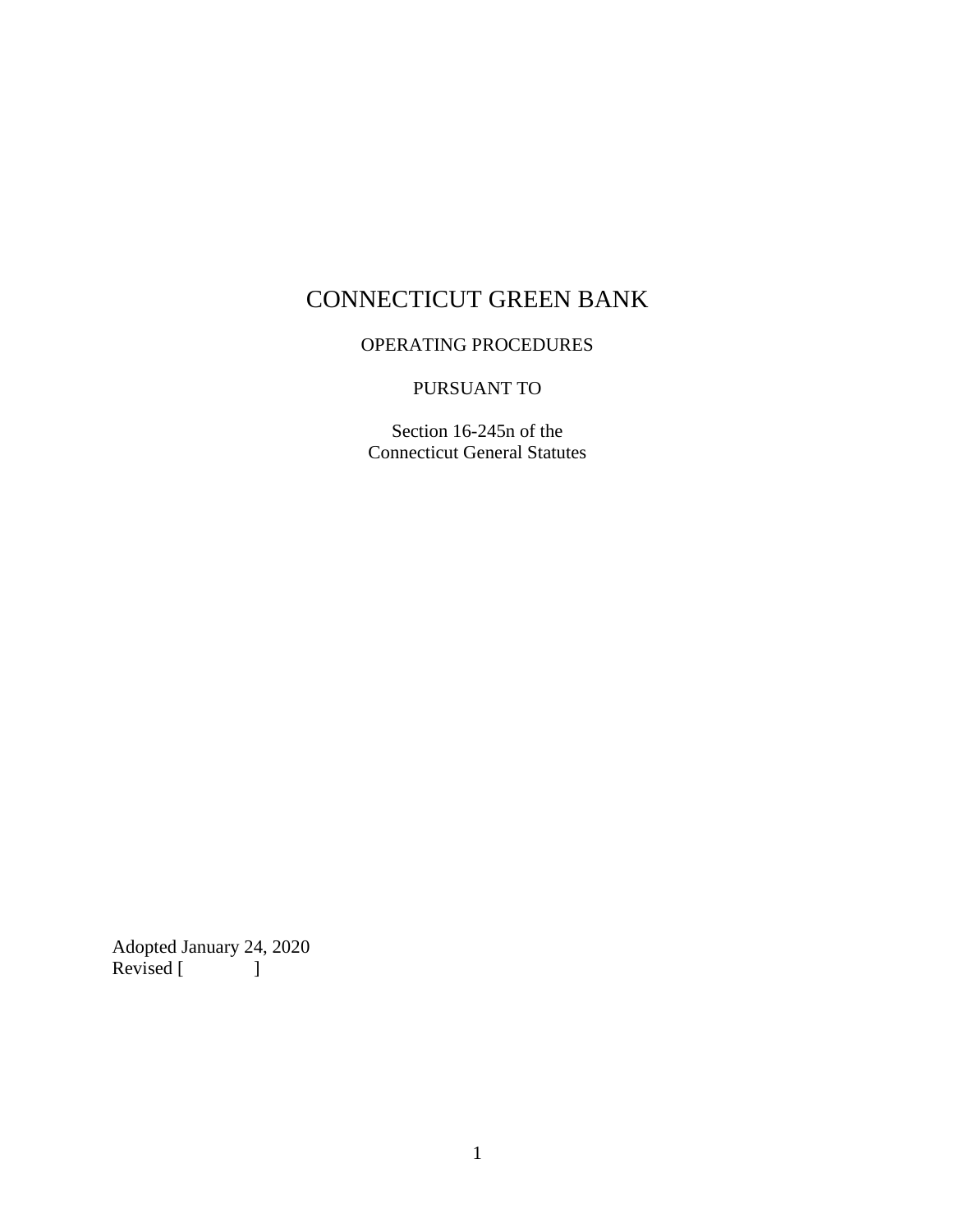# CONNECTICUT GREEN BANK

OPERATING PROCEDURES

PURSUANT TO

Section 16-245n of the
Connecticut General Statutes

Adopted January 24, 2020
Revised [ ]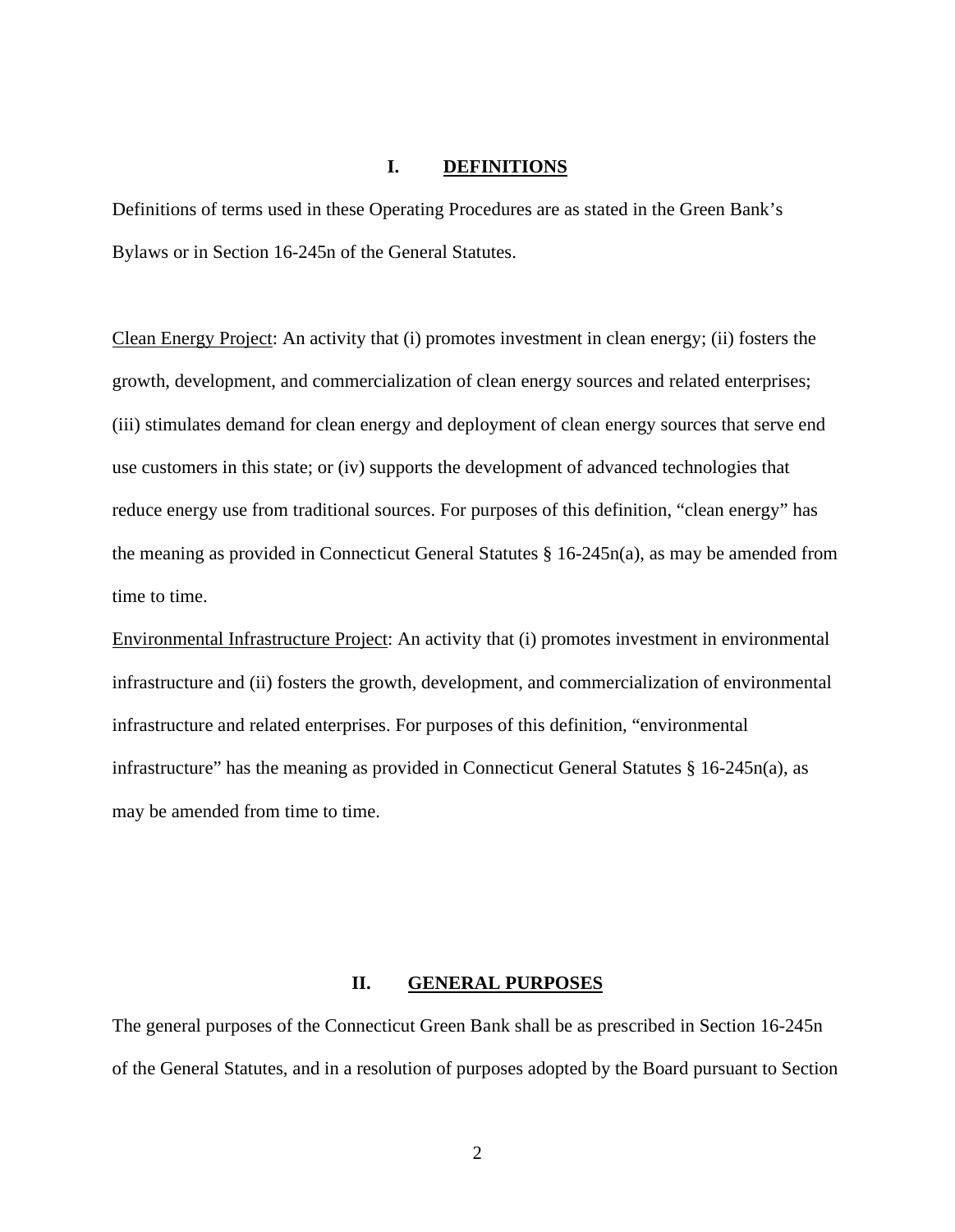## I. DEFINITIONS

Definitions of terms used in these Operating Procedures are as stated in the Green Bank's Bylaws or in Section 16-245n of the General Statutes.

Clean Energy Project: An activity that (i) promotes investment in clean energy; (ii) fosters the growth, development, and commercialization of clean energy sources and related enterprises; (iii) stimulates demand for clean energy and deployment of clean energy sources that serve end use customers in this state; or (iv) supports the development of advanced technologies that reduce energy use from traditional sources. For purposes of this definition, "clean energy" has the meaning as provided in Connecticut General Statutes § 16-245n(a), as may be amended from time to time.

Environmental Infrastructure Project: An activity that (i) promotes investment in environmental infrastructure and (ii) fosters the growth, development, and commercialization of environmental infrastructure and related enterprises. For purposes of this definition, "environmental infrastructure" has the meaning as provided in Connecticut General Statutes § 16-245n(a), as may be amended from time to time.

## II. GENERAL PURPOSES

The general purposes of the Connecticut Green Bank shall be as prescribed in Section 16-245n of the General Statutes, and in a resolution of purposes adopted by the Board pursuant to Section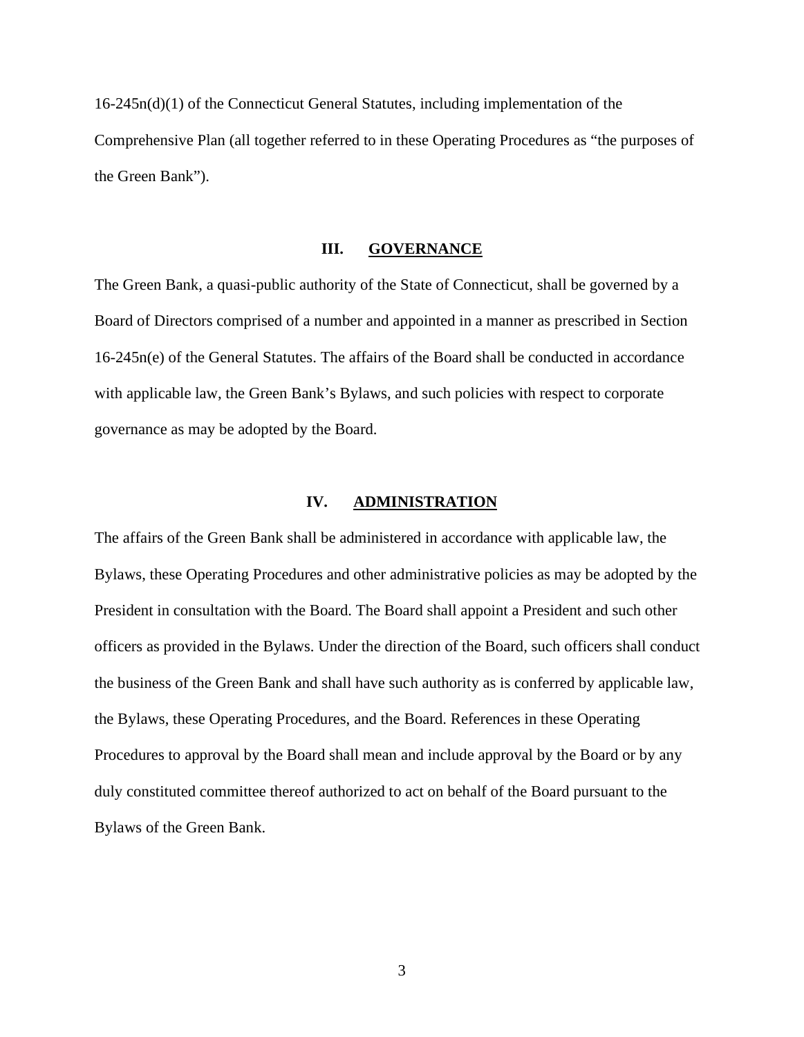16-245n(d)(1) of the Connecticut General Statutes, including implementation of the Comprehensive Plan (all together referred to in these Operating Procedures as "the purposes of the Green Bank").

## III. GOVERNANCE

The Green Bank, a quasi-public authority of the State of Connecticut, shall be governed by a Board of Directors comprised of a number and appointed in a manner as prescribed in Section 16-245n(e) of the General Statutes. The affairs of the Board shall be conducted in accordance with applicable law, the Green Bank's Bylaws, and such policies with respect to corporate governance as may be adopted by the Board.

## IV. ADMINISTRATION

The affairs of the Green Bank shall be administered in accordance with applicable law, the Bylaws, these Operating Procedures and other administrative policies as may be adopted by the President in consultation with the Board. The Board shall appoint a President and such other officers as provided in the Bylaws. Under the direction of the Board, such officers shall conduct the business of the Green Bank and shall have such authority as is conferred by applicable law, the Bylaws, these Operating Procedures, and the Board. References in these Operating Procedures to approval by the Board shall mean and include approval by the Board or by any duly constituted committee thereof authorized to act on behalf of the Board pursuant to the Bylaws of the Green Bank.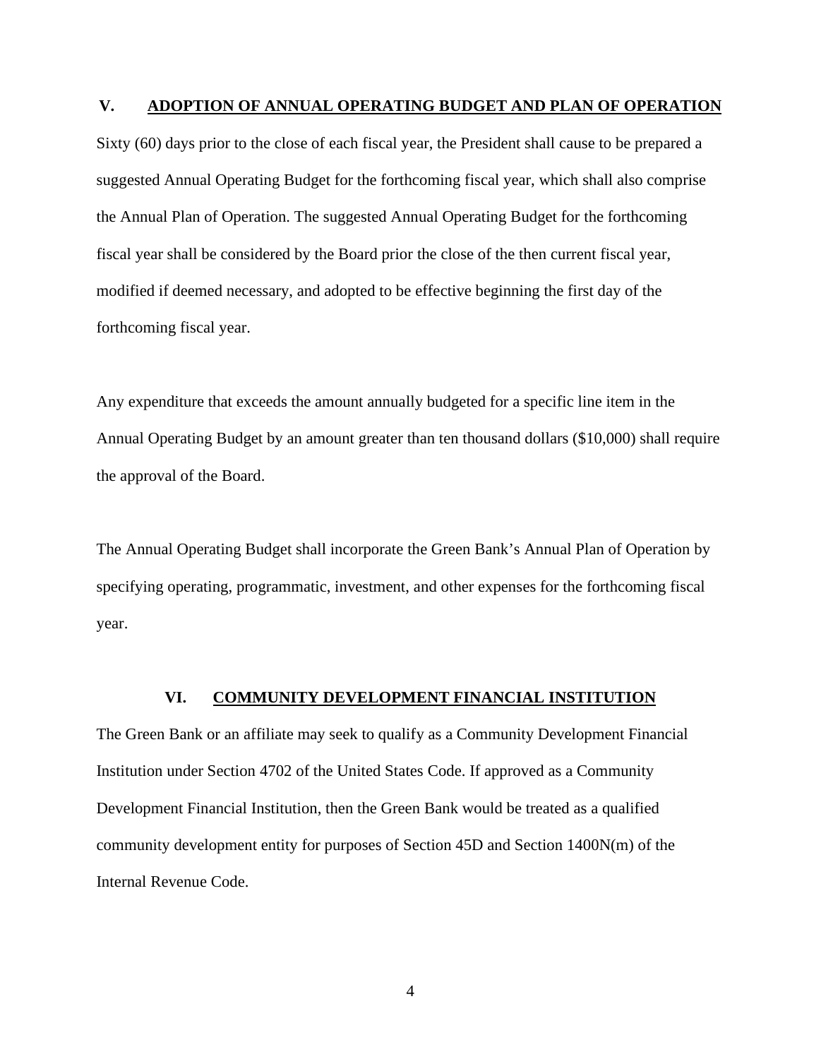## V. ADOPTION OF ANNUAL OPERATING BUDGET AND PLAN OF OPERATION

Sixty (60) days prior to the close of each fiscal year, the President shall cause to be prepared a suggested Annual Operating Budget for the forthcoming fiscal year, which shall also comprise the Annual Plan of Operation. The suggested Annual Operating Budget for the forthcoming fiscal year shall be considered by the Board prior the close of the then current fiscal year, modified if deemed necessary, and adopted to be effective beginning the first day of the forthcoming fiscal year.

Any expenditure that exceeds the amount annually budgeted for a specific line item in the Annual Operating Budget by an amount greater than ten thousand dollars ($10,000) shall require the approval of the Board.

The Annual Operating Budget shall incorporate the Green Bank's Annual Plan of Operation by specifying operating, programmatic, investment, and other expenses for the forthcoming fiscal year.

## VI. COMMUNITY DEVELOPMENT FINANCIAL INSTITUTION

The Green Bank or an affiliate may seek to qualify as a Community Development Financial Institution under Section 4702 of the United States Code. If approved as a Community Development Financial Institution, then the Green Bank would be treated as a qualified community development entity for purposes of Section 45D and Section 1400N(m) of the Internal Revenue Code.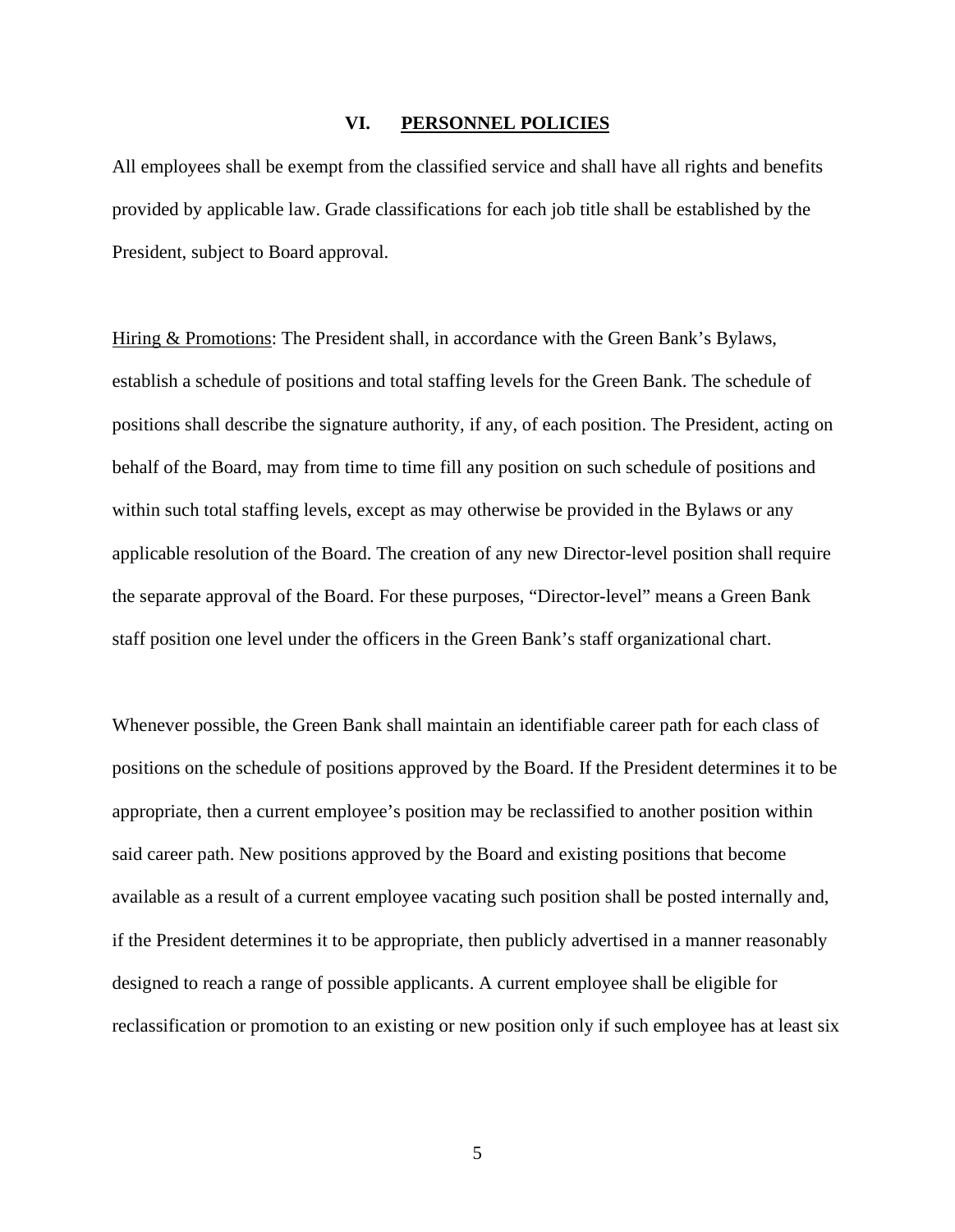## VI. PERSONNEL POLICIES

All employees shall be exempt from the classified service and shall have all rights and benefits provided by applicable law. Grade classifications for each job title shall be established by the President, subject to Board approval.

Hiring & Promotions: The President shall, in accordance with the Green Bank's Bylaws, establish a schedule of positions and total staffing levels for the Green Bank. The schedule of positions shall describe the signature authority, if any, of each position. The President, acting on behalf of the Board, may from time to time fill any position on such schedule of positions and within such total staffing levels, except as may otherwise be provided in the Bylaws or any applicable resolution of the Board. The creation of any new Director-level position shall require the separate approval of the Board. For these purposes, "Director-level" means a Green Bank staff position one level under the officers in the Green Bank's staff organizational chart.

Whenever possible, the Green Bank shall maintain an identifiable career path for each class of positions on the schedule of positions approved by the Board. If the President determines it to be appropriate, then a current employee's position may be reclassified to another position within said career path. New positions approved by the Board and existing positions that become available as a result of a current employee vacating such position shall be posted internally and, if the President determines it to be appropriate, then publicly advertised in a manner reasonably designed to reach a range of possible applicants. A current employee shall be eligible for reclassification or promotion to an existing or new position only if such employee has at least six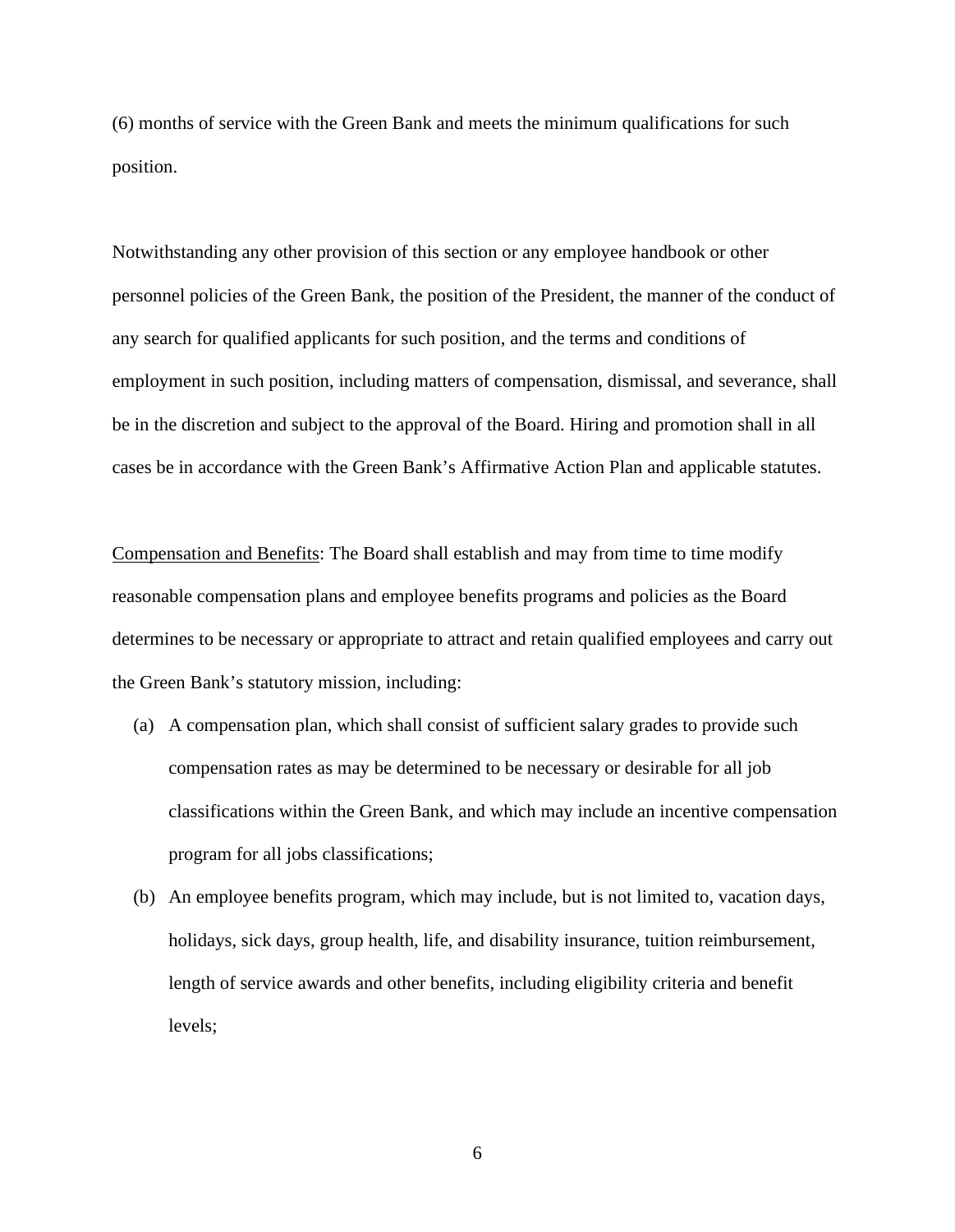(6) months of service with the Green Bank and meets the minimum qualifications for such position.

Notwithstanding any other provision of this section or any employee handbook or other personnel policies of the Green Bank, the position of the President, the manner of the conduct of any search for qualified applicants for such position, and the terms and conditions of employment in such position, including matters of compensation, dismissal, and severance, shall be in the discretion and subject to the approval of the Board. Hiring and promotion shall in all cases be in accordance with the Green Bank's Affirmative Action Plan and applicable statutes.

<u>Compensation and Benefits</u>: The Board shall establish and may from time to time modify reasonable compensation plans and employee benefits programs and policies as the Board determines to be necessary or appropriate to attract and retain qualified employees and carry out the Green Bank's statutory mission, including:

(a) A compensation plan, which shall consist of sufficient salary grades to provide such compensation rates as may be determined to be necessary or desirable for all job classifications within the Green Bank, and which may include an incentive compensation program for all jobs classifications;

(b) An employee benefits program, which may include, but is not limited to, vacation days, holidays, sick days, group health, life, and disability insurance, tuition reimbursement, length of service awards and other benefits, including eligibility criteria and benefit levels;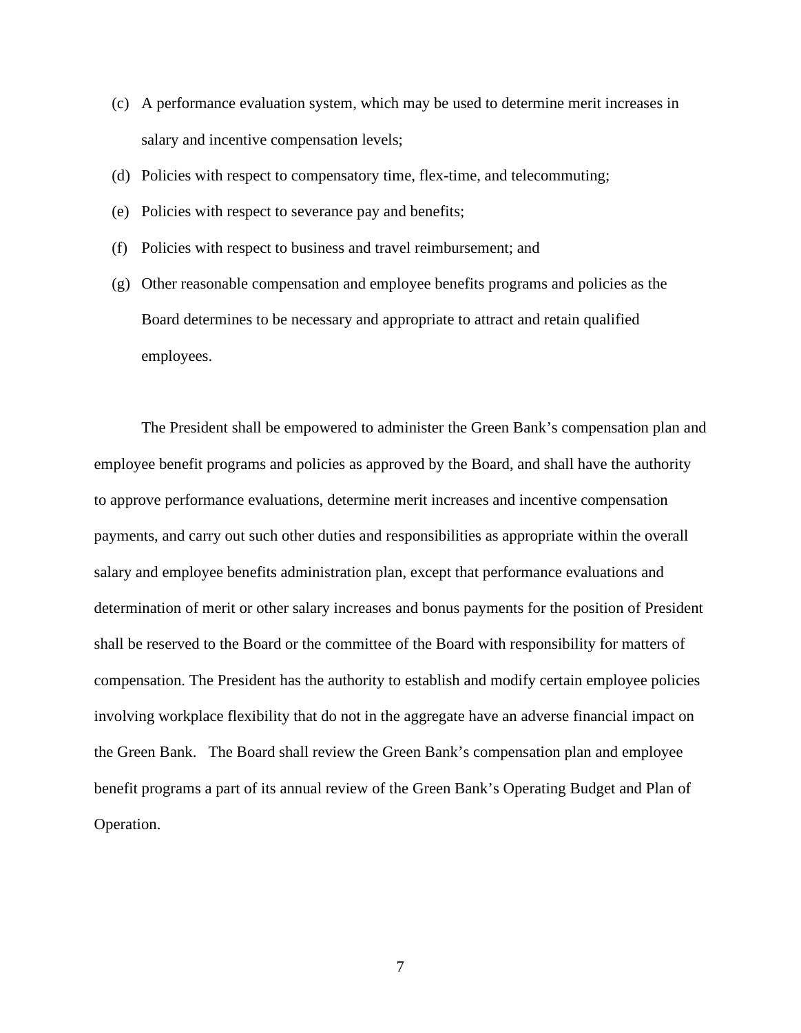(c) A performance evaluation system, which may be used to determine merit increases in salary and incentive compensation levels;

(d) Policies with respect to compensatory time, flex-time, and telecommuting;

(e) Policies with respect to severance pay and benefits;

(f) Policies with respect to business and travel reimbursement; and

(g) Other reasonable compensation and employee benefits programs and policies as the Board determines to be necessary and appropriate to attract and retain qualified employees.

The President shall be empowered to administer the Green Bank's compensation plan and employee benefit programs and policies as approved by the Board, and shall have the authority to approve performance evaluations, determine merit increases and incentive compensation payments, and carry out such other duties and responsibilities as appropriate within the overall salary and employee benefits administration plan, except that performance evaluations and determination of merit or other salary increases and bonus payments for the position of President shall be reserved to the Board or the committee of the Board with responsibility for matters of compensation. The President has the authority to establish and modify certain employee policies involving workplace flexibility that do not in the aggregate have an adverse financial impact on the Green Bank. The Board shall review the Green Bank's compensation plan and employee benefit programs a part of its annual review of the Green Bank's Operating Budget and Plan of Operation.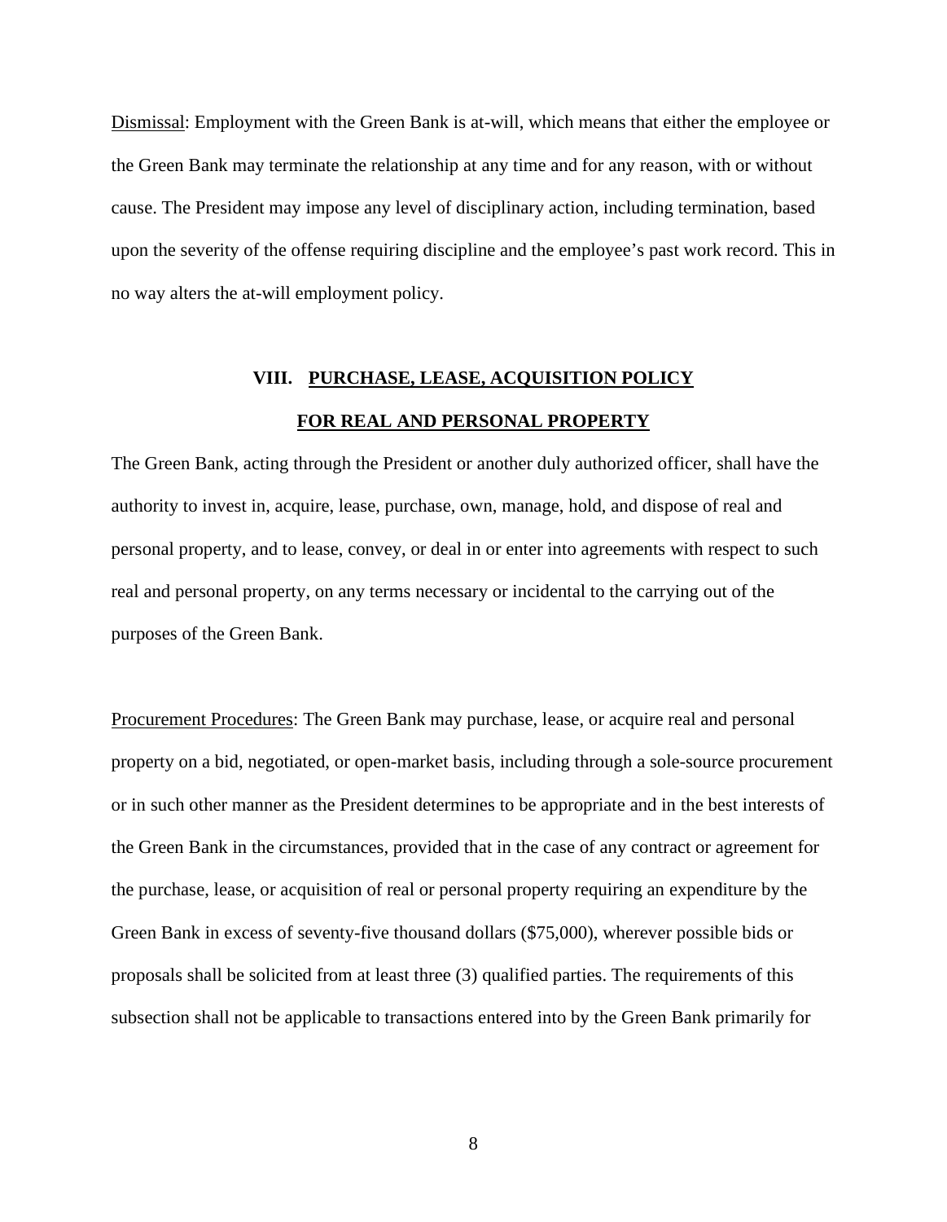Dismissal: Employment with the Green Bank is at-will, which means that either the employee or the Green Bank may terminate the relationship at any time and for any reason, with or without cause. The President may impose any level of disciplinary action, including termination, based upon the severity of the offense requiring discipline and the employee's past work record. This in no way alters the at-will employment policy.

## VIII. PURCHASE, LEASE, ACQUISITION POLICY FOR REAL AND PERSONAL PROPERTY

The Green Bank, acting through the President or another duly authorized officer, shall have the authority to invest in, acquire, lease, purchase, own, manage, hold, and dispose of real and personal property, and to lease, convey, or deal in or enter into agreements with respect to such real and personal property, on any terms necessary or incidental to the carrying out of the purposes of the Green Bank.

Procurement Procedures: The Green Bank may purchase, lease, or acquire real and personal property on a bid, negotiated, or open-market basis, including through a sole-source procurement or in such other manner as the President determines to be appropriate and in the best interests of the Green Bank in the circumstances, provided that in the case of any contract or agreement for the purchase, lease, or acquisition of real or personal property requiring an expenditure by the Green Bank in excess of seventy-five thousand dollars ($75,000), wherever possible bids or proposals shall be solicited from at least three (3) qualified parties. The requirements of this subsection shall not be applicable to transactions entered into by the Green Bank primarily for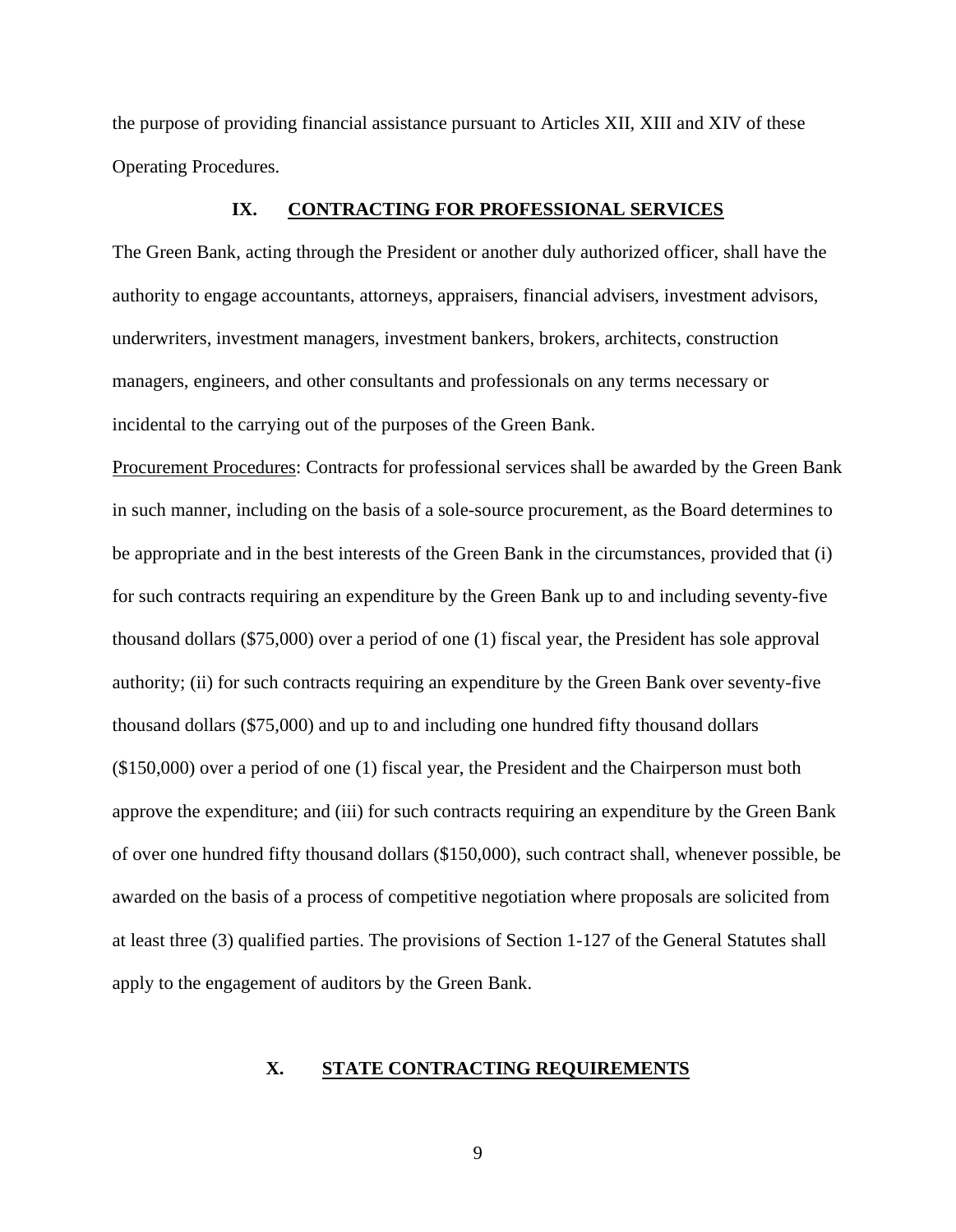the purpose of providing financial assistance pursuant to Articles XII, XIII and XIV of these Operating Procedures.

## IX. CONTRACTING FOR PROFESSIONAL SERVICES

The Green Bank, acting through the President or another duly authorized officer, shall have the authority to engage accountants, attorneys, appraisers, financial advisers, investment advisors, underwriters, investment managers, investment bankers, brokers, architects, construction managers, engineers, and other consultants and professionals on any terms necessary or incidental to the carrying out of the purposes of the Green Bank.

Procurement Procedures: Contracts for professional services shall be awarded by the Green Bank in such manner, including on the basis of a sole-source procurement, as the Board determines to be appropriate and in the best interests of the Green Bank in the circumstances, provided that (i) for such contracts requiring an expenditure by the Green Bank up to and including seventy-five thousand dollars ($75,000) over a period of one (1) fiscal year, the President has sole approval authority; (ii) for such contracts requiring an expenditure by the Green Bank over seventy-five thousand dollars ($75,000) and up to and including one hundred fifty thousand dollars ($150,000) over a period of one (1) fiscal year, the President and the Chairperson must both approve the expenditure; and (iii) for such contracts requiring an expenditure by the Green Bank of over one hundred fifty thousand dollars ($150,000), such contract shall, whenever possible, be awarded on the basis of a process of competitive negotiation where proposals are solicited from at least three (3) qualified parties. The provisions of Section 1-127 of the General Statutes shall apply to the engagement of auditors by the Green Bank.

## X. STATE CONTRACTING REQUIREMENTS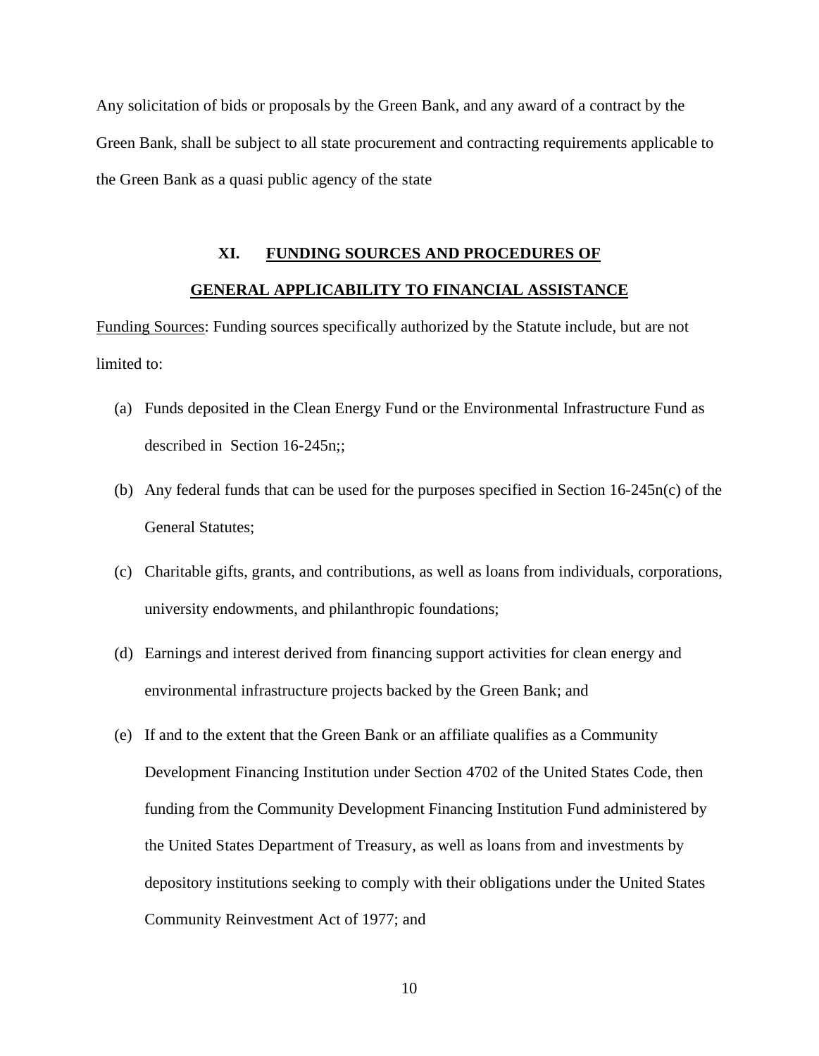Any solicitation of bids or proposals by the Green Bank, and any award of a contract by the Green Bank, shall be subject to all state procurement and contracting requirements applicable to the Green Bank as a quasi public agency of the state

## XI. FUNDING SOURCES AND PROCEDURES OF GENERAL APPLICABILITY TO FINANCIAL ASSISTANCE

Funding Sources: Funding sources specifically authorized by the Statute include, but are not limited to:

(a) Funds deposited in the Clean Energy Fund or the Environmental Infrastructure Fund as described in Section 16-245n;;

(b) Any federal funds that can be used for the purposes specified in Section 16-245n(c) of the General Statutes;

(c) Charitable gifts, grants, and contributions, as well as loans from individuals, corporations, university endowments, and philanthropic foundations;

(d) Earnings and interest derived from financing support activities for clean energy and environmental infrastructure projects backed by the Green Bank; and

(e) If and to the extent that the Green Bank or an affiliate qualifies as a Community Development Financing Institution under Section 4702 of the United States Code, then funding from the Community Development Financing Institution Fund administered by the United States Department of Treasury, as well as loans from and investments by depository institutions seeking to comply with their obligations under the United States Community Reinvestment Act of 1977; and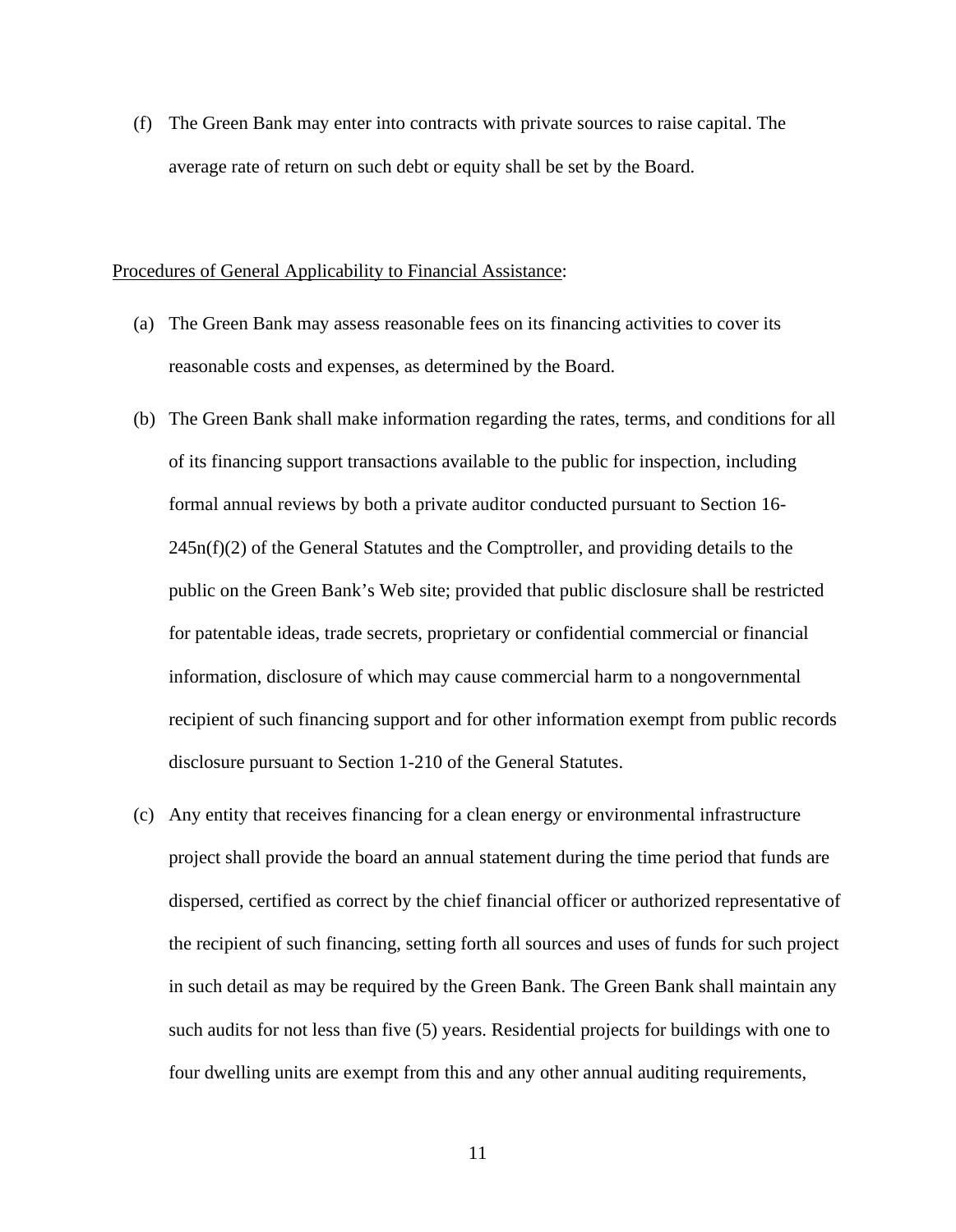(f) The Green Bank may enter into contracts with private sources to raise capital. The average rate of return on such debt or equity shall be set by the Board.

<u>Procedures of General Applicability to Financial Assistance</u>:

(a) The Green Bank may assess reasonable fees on its financing activities to cover its reasonable costs and expenses, as determined by the Board.

(b) The Green Bank shall make information regarding the rates, terms, and conditions for all of its financing support transactions available to the public for inspection, including formal annual reviews by both a private auditor conducted pursuant to Section 16-245n(f)(2) of the General Statutes and the Comptroller, and providing details to the public on the Green Bank's Web site; provided that public disclosure shall be restricted for patentable ideas, trade secrets, proprietary or confidential commercial or financial information, disclosure of which may cause commercial harm to a nongovernmental recipient of such financing support and for other information exempt from public records disclosure pursuant to Section 1-210 of the General Statutes.

(c) Any entity that receives financing for a clean energy or environmental infrastructure project shall provide the board an annual statement during the time period that funds are dispersed, certified as correct by the chief financial officer or authorized representative of the recipient of such financing, setting forth all sources and uses of funds for such project in such detail as may be required by the Green Bank. The Green Bank shall maintain any such audits for not less than five (5) years. Residential projects for buildings with one to four dwelling units are exempt from this and any other annual auditing requirements,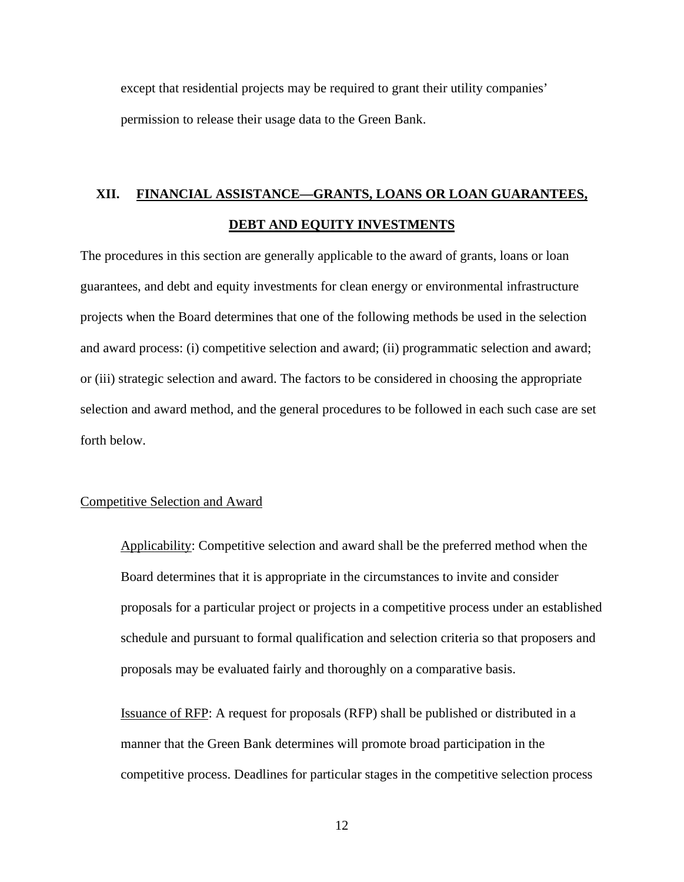except that residential projects may be required to grant their utility companies' permission to release their usage data to the Green Bank.

## XII. FINANCIAL ASSISTANCE—GRANTS, LOANS OR LOAN GUARANTEES, DEBT AND EQUITY INVESTMENTS

The procedures in this section are generally applicable to the award of grants, loans or loan guarantees, and debt and equity investments for clean energy or environmental infrastructure projects when the Board determines that one of the following methods be used in the selection and award process: (i) competitive selection and award; (ii) programmatic selection and award; or (iii) strategic selection and award. The factors to be considered in choosing the appropriate selection and award method, and the general procedures to be followed in each such case are set forth below.

### Competitive Selection and Award

Applicability: Competitive selection and award shall be the preferred method when the Board determines that it is appropriate in the circumstances to invite and consider proposals for a particular project or projects in a competitive process under an established schedule and pursuant to formal qualification and selection criteria so that proposers and proposals may be evaluated fairly and thoroughly on a comparative basis.

Issuance of RFP: A request for proposals (RFP) shall be published or distributed in a manner that the Green Bank determines will promote broad participation in the competitive process. Deadlines for particular stages in the competitive selection process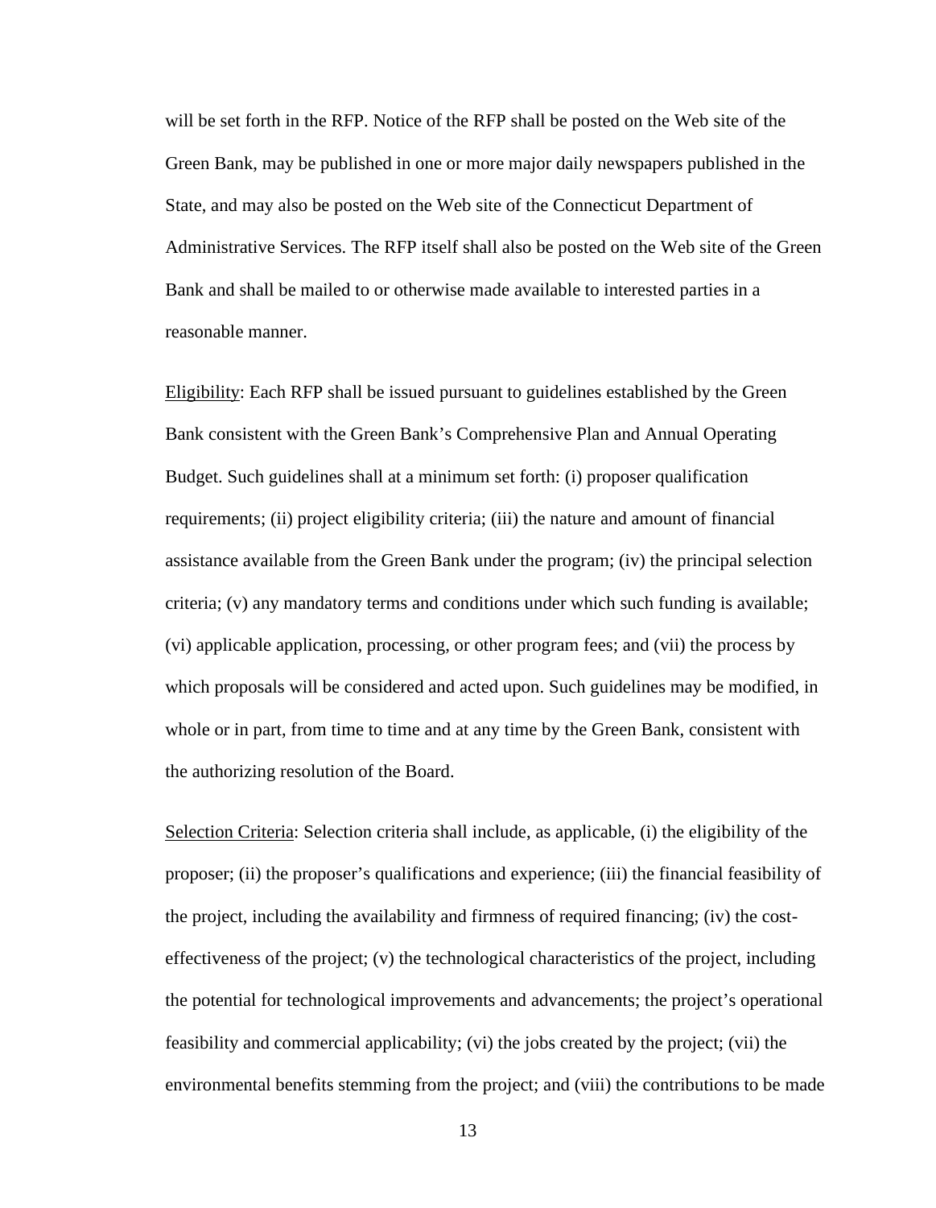will be set forth in the RFP. Notice of the RFP shall be posted on the Web site of the Green Bank, may be published in one or more major daily newspapers published in the State, and may also be posted on the Web site of the Connecticut Department of Administrative Services. The RFP itself shall also be posted on the Web site of the Green Bank and shall be mailed to or otherwise made available to interested parties in a reasonable manner.

<u>Eligibility</u>: Each RFP shall be issued pursuant to guidelines established by the Green Bank consistent with the Green Bank's Comprehensive Plan and Annual Operating Budget. Such guidelines shall at a minimum set forth: (i) proposer qualification requirements; (ii) project eligibility criteria; (iii) the nature and amount of financial assistance available from the Green Bank under the program; (iv) the principal selection criteria; (v) any mandatory terms and conditions under which such funding is available; (vi) applicable application, processing, or other program fees; and (vii) the process by which proposals will be considered and acted upon. Such guidelines may be modified, in whole or in part, from time to time and at any time by the Green Bank, consistent with the authorizing resolution of the Board.

<u>Selection Criteria</u>: Selection criteria shall include, as applicable, (i) the eligibility of the proposer; (ii) the proposer's qualifications and experience; (iii) the financial feasibility of the project, including the availability and firmness of required financing; (iv) the cost-effectiveness of the project; (v) the technological characteristics of the project, including the potential for technological improvements and advancements; the project's operational feasibility and commercial applicability; (vi) the jobs created by the project; (vii) the environmental benefits stemming from the project; and (viii) the contributions to be made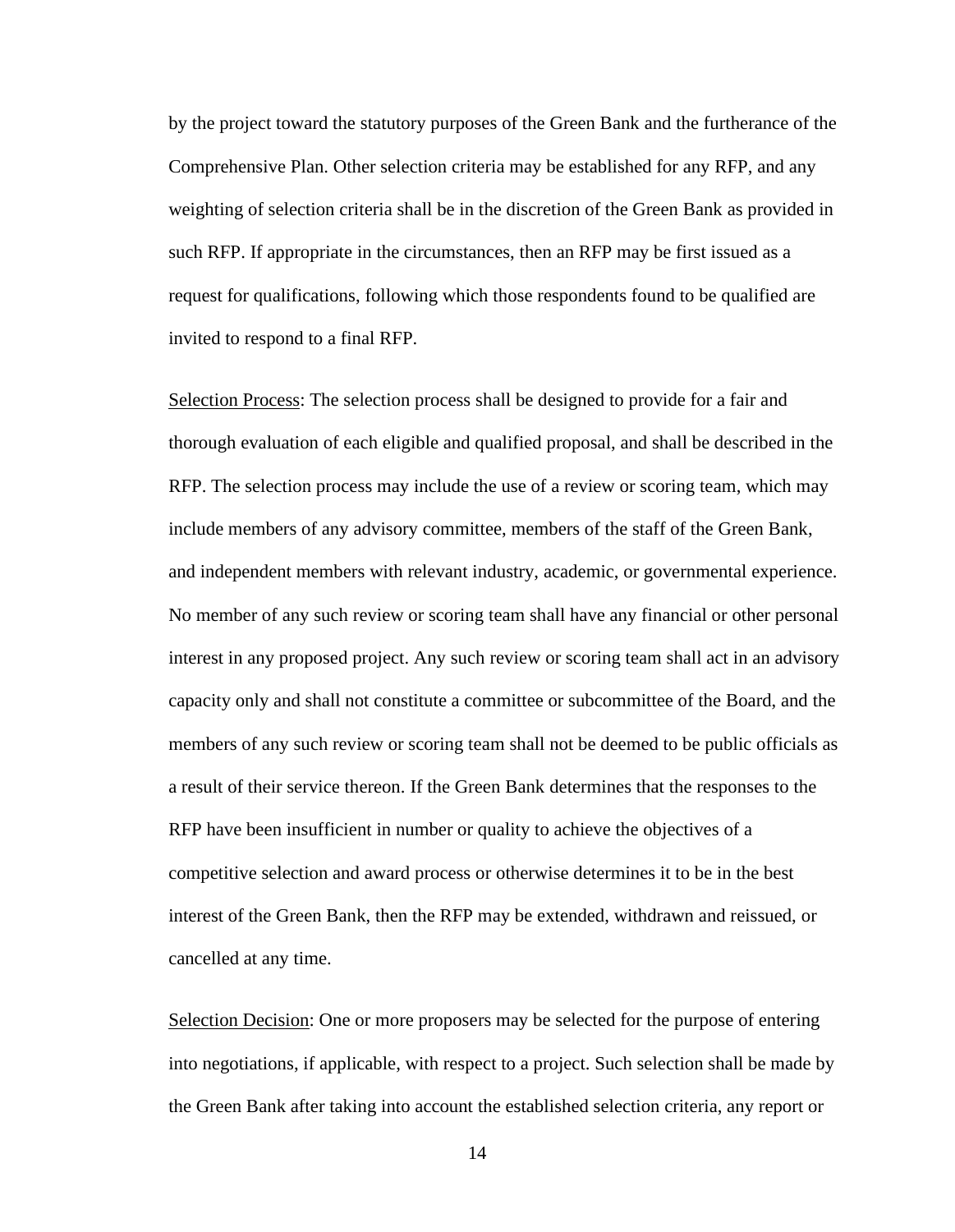by the project toward the statutory purposes of the Green Bank and the furtherance of the Comprehensive Plan. Other selection criteria may be established for any RFP, and any weighting of selection criteria shall be in the discretion of the Green Bank as provided in such RFP. If appropriate in the circumstances, then an RFP may be first issued as a request for qualifications, following which those respondents found to be qualified are invited to respond to a final RFP.

<u>Selection Process</u>: The selection process shall be designed to provide for a fair and thorough evaluation of each eligible and qualified proposal, and shall be described in the RFP. The selection process may include the use of a review or scoring team, which may include members of any advisory committee, members of the staff of the Green Bank, and independent members with relevant industry, academic, or governmental experience. No member of any such review or scoring team shall have any financial or other personal interest in any proposed project. Any such review or scoring team shall act in an advisory capacity only and shall not constitute a committee or subcommittee of the Board, and the members of any such review or scoring team shall not be deemed to be public officials as a result of their service thereon. If the Green Bank determines that the responses to the RFP have been insufficient in number or quality to achieve the objectives of a competitive selection and award process or otherwise determines it to be in the best interest of the Green Bank, then the RFP may be extended, withdrawn and reissued, or cancelled at any time.

<u>Selection Decision</u>: One or more proposers may be selected for the purpose of entering into negotiations, if applicable, with respect to a project. Such selection shall be made by the Green Bank after taking into account the established selection criteria, any report or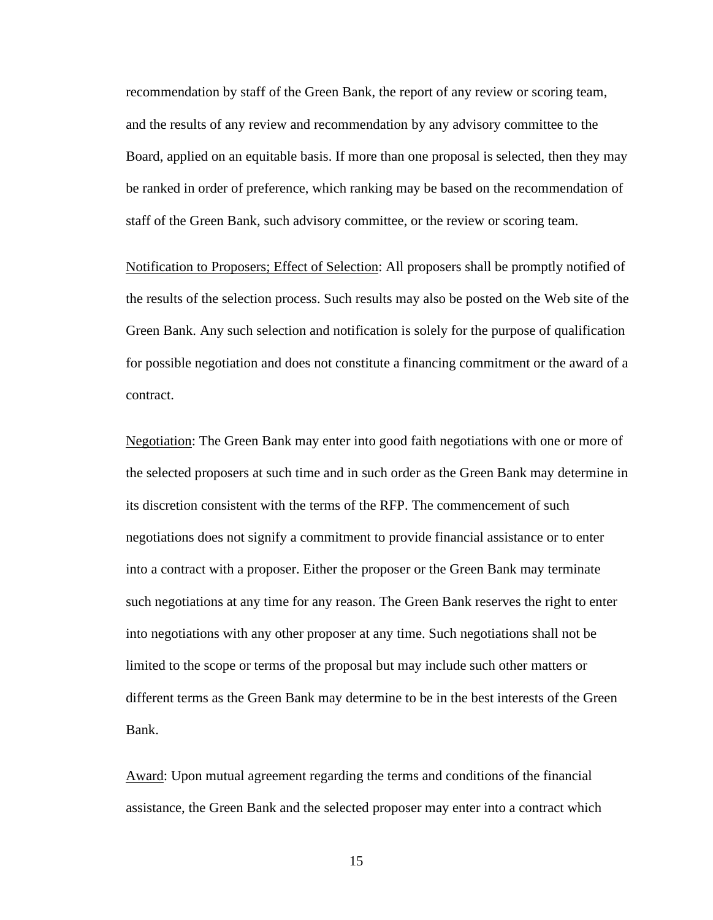recommendation by staff of the Green Bank, the report of any review or scoring team, and the results of any review and recommendation by any advisory committee to the Board, applied on an equitable basis. If more than one proposal is selected, then they may be ranked in order of preference, which ranking may be based on the recommendation of staff of the Green Bank, such advisory committee, or the review or scoring team.

<u>Notification to Proposers; Effect of Selection</u>: All proposers shall be promptly notified of the results of the selection process. Such results may also be posted on the Web site of the Green Bank. Any such selection and notification is solely for the purpose of qualification for possible negotiation and does not constitute a financing commitment or the award of a contract.

<u>Negotiation</u>: The Green Bank may enter into good faith negotiations with one or more of the selected proposers at such time and in such order as the Green Bank may determine in its discretion consistent with the terms of the RFP. The commencement of such negotiations does not signify a commitment to provide financial assistance or to enter into a contract with a proposer. Either the proposer or the Green Bank may terminate such negotiations at any time for any reason. The Green Bank reserves the right to enter into negotiations with any other proposer at any time. Such negotiations shall not be limited to the scope or terms of the proposal but may include such other matters or different terms as the Green Bank may determine to be in the best interests of the Green Bank.

<u>Award</u>: Upon mutual agreement regarding the terms and conditions of the financial assistance, the Green Bank and the selected proposer may enter into a contract which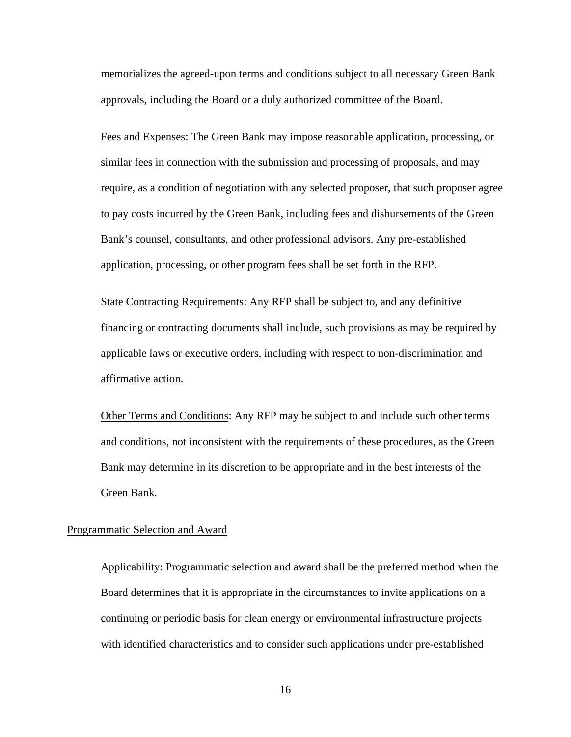memorializes the agreed-upon terms and conditions subject to all necessary Green Bank approvals, including the Board or a duly authorized committee of the Board.

Fees and Expenses: The Green Bank may impose reasonable application, processing, or similar fees in connection with the submission and processing of proposals, and may require, as a condition of negotiation with any selected proposer, that such proposer agree to pay costs incurred by the Green Bank, including fees and disbursements of the Green Bank's counsel, consultants, and other professional advisors. Any pre-established application, processing, or other program fees shall be set forth in the RFP.

State Contracting Requirements: Any RFP shall be subject to, and any definitive financing or contracting documents shall include, such provisions as may be required by applicable laws or executive orders, including with respect to non-discrimination and affirmative action.

Other Terms and Conditions: Any RFP may be subject to and include such other terms and conditions, not inconsistent with the requirements of these procedures, as the Green Bank may determine in its discretion to be appropriate and in the best interests of the Green Bank.

## Programmatic Selection and Award

Applicability: Programmatic selection and award shall be the preferred method when the Board determines that it is appropriate in the circumstances to invite applications on a continuing or periodic basis for clean energy or environmental infrastructure projects with identified characteristics and to consider such applications under pre-established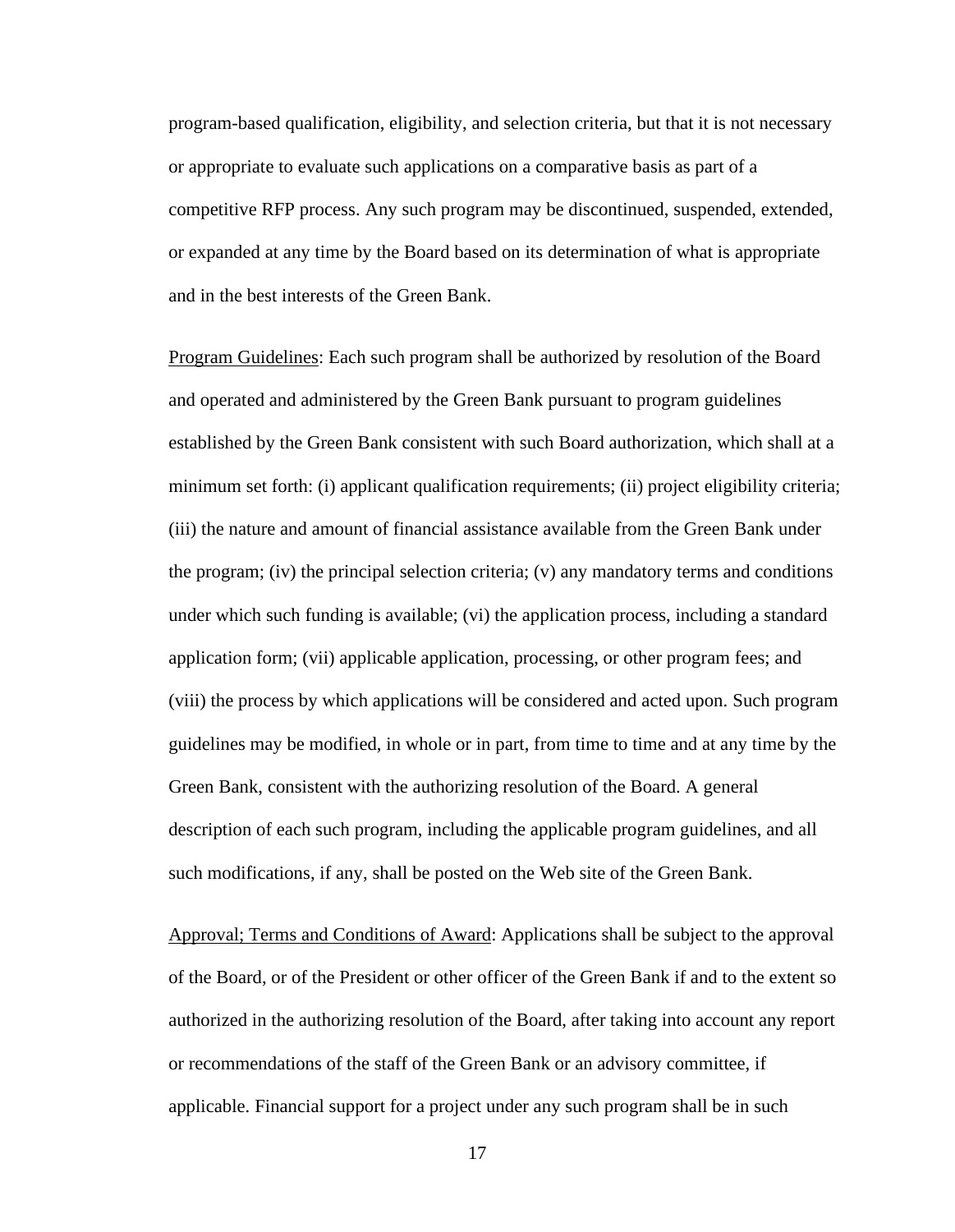program-based qualification, eligibility, and selection criteria, but that it is not necessary or appropriate to evaluate such applications on a comparative basis as part of a competitive RFP process. Any such program may be discontinued, suspended, extended, or expanded at any time by the Board based on its determination of what is appropriate and in the best interests of the Green Bank.

<u>Program Guidelines</u>: Each such program shall be authorized by resolution of the Board and operated and administered by the Green Bank pursuant to program guidelines established by the Green Bank consistent with such Board authorization, which shall at a minimum set forth: (i) applicant qualification requirements; (ii) project eligibility criteria; (iii) the nature and amount of financial assistance available from the Green Bank under the program; (iv) the principal selection criteria; (v) any mandatory terms and conditions under which such funding is available; (vi) the application process, including a standard application form; (vii) applicable application, processing, or other program fees; and (viii) the process by which applications will be considered and acted upon. Such program guidelines may be modified, in whole or in part, from time to time and at any time by the Green Bank, consistent with the authorizing resolution of the Board. A general description of each such program, including the applicable program guidelines, and all such modifications, if any, shall be posted on the Web site of the Green Bank.

<u>Approval; Terms and Conditions of Award</u>: Applications shall be subject to the approval of the Board, or of the President or other officer of the Green Bank if and to the extent so authorized in the authorizing resolution of the Board, after taking into account any report or recommendations of the staff of the Green Bank or an advisory committee, if applicable. Financial support for a project under any such program shall be in such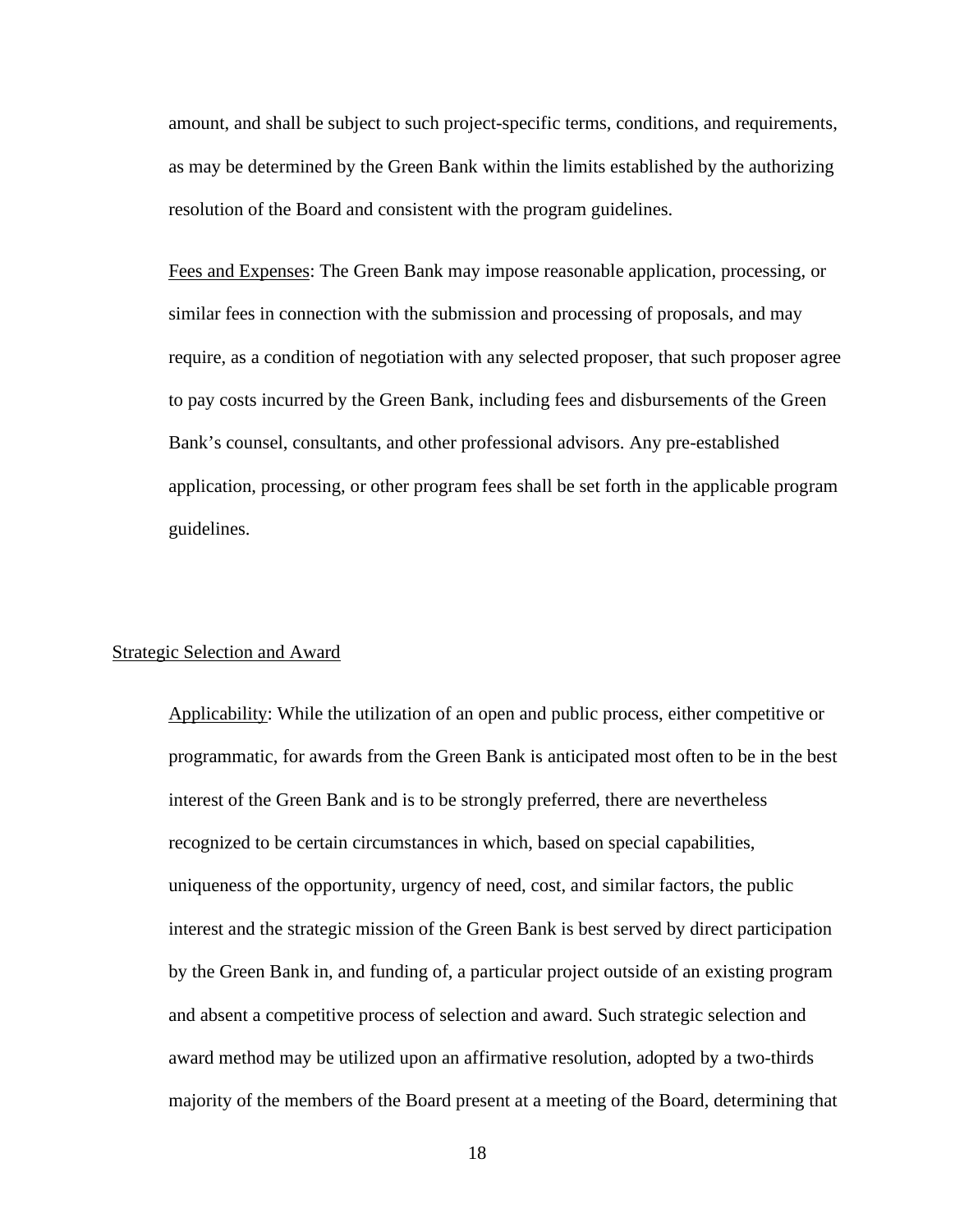amount, and shall be subject to such project-specific terms, conditions, and requirements, as may be determined by the Green Bank within the limits established by the authorizing resolution of the Board and consistent with the program guidelines.

Fees and Expenses: The Green Bank may impose reasonable application, processing, or similar fees in connection with the submission and processing of proposals, and may require, as a condition of negotiation with any selected proposer, that such proposer agree to pay costs incurred by the Green Bank, including fees and disbursements of the Green Bank's counsel, consultants, and other professional advisors. Any pre-established application, processing, or other program fees shall be set forth in the applicable program guidelines.

Strategic Selection and Award

Applicability: While the utilization of an open and public process, either competitive or programmatic, for awards from the Green Bank is anticipated most often to be in the best interest of the Green Bank and is to be strongly preferred, there are nevertheless recognized to be certain circumstances in which, based on special capabilities, uniqueness of the opportunity, urgency of need, cost, and similar factors, the public interest and the strategic mission of the Green Bank is best served by direct participation by the Green Bank in, and funding of, a particular project outside of an existing program and absent a competitive process of selection and award. Such strategic selection and award method may be utilized upon an affirmative resolution, adopted by a two-thirds majority of the members of the Board present at a meeting of the Board, determining that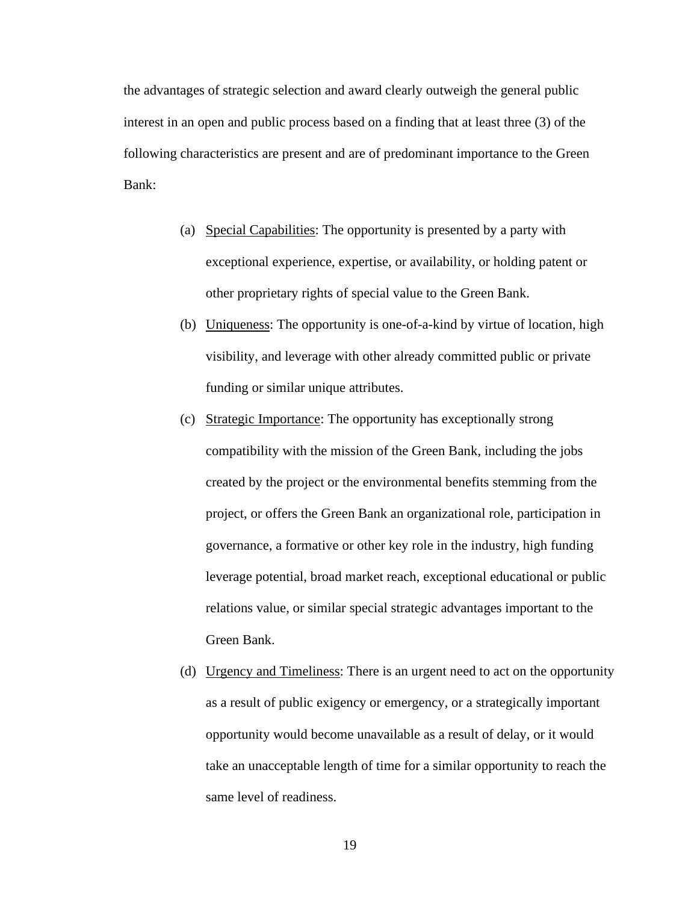the advantages of strategic selection and award clearly outweigh the general public interest in an open and public process based on a finding that at least three (3) of the following characteristics are present and are of predominant importance to the Green Bank:

(a) Special Capabilities: The opportunity is presented by a party with exceptional experience, expertise, or availability, or holding patent or other proprietary rights of special value to the Green Bank.

(b) Uniqueness: The opportunity is one-of-a-kind by virtue of location, high visibility, and leverage with other already committed public or private funding or similar unique attributes.

(c) Strategic Importance: The opportunity has exceptionally strong compatibility with the mission of the Green Bank, including the jobs created by the project or the environmental benefits stemming from the project, or offers the Green Bank an organizational role, participation in governance, a formative or other key role in the industry, high funding leverage potential, broad market reach, exceptional educational or public relations value, or similar special strategic advantages important to the Green Bank.

(d) Urgency and Timeliness: There is an urgent need to act on the opportunity as a result of public exigency or emergency, or a strategically important opportunity would become unavailable as a result of delay, or it would take an unacceptable length of time for a similar opportunity to reach the same level of readiness.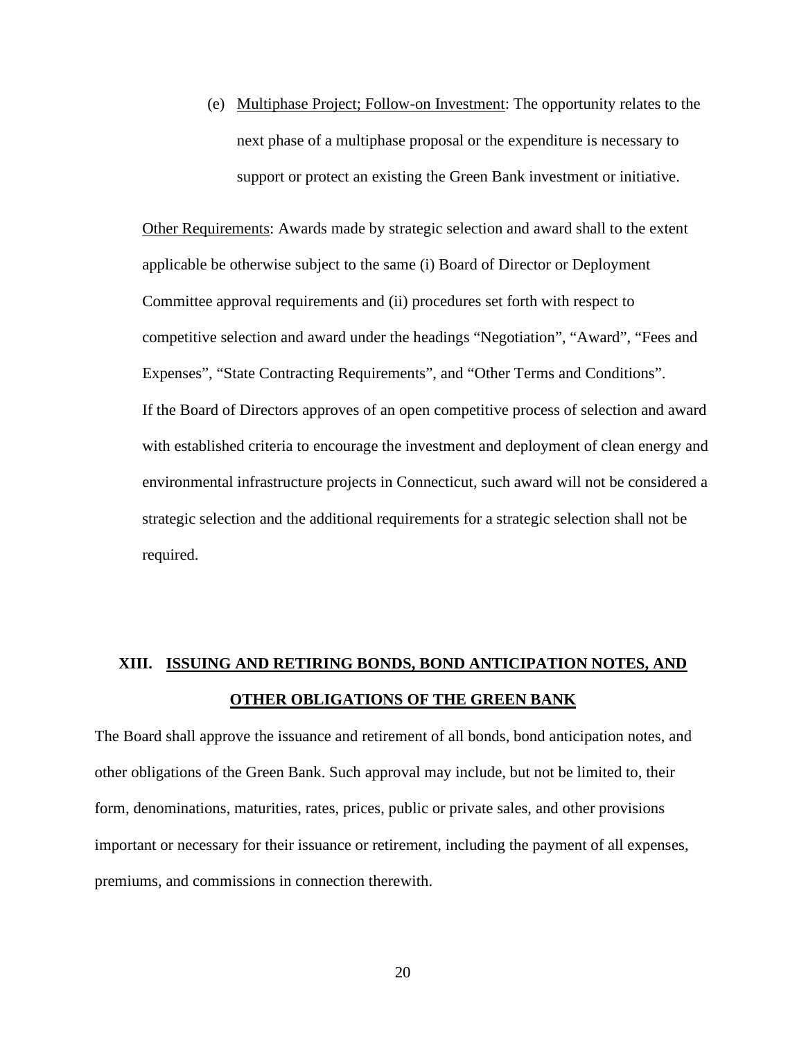(e) Multiphase Project; Follow-on Investment: The opportunity relates to the next phase of a multiphase proposal or the expenditure is necessary to support or protect an existing the Green Bank investment or initiative.

Other Requirements: Awards made by strategic selection and award shall to the extent applicable be otherwise subject to the same (i) Board of Director or Deployment Committee approval requirements and (ii) procedures set forth with respect to competitive selection and award under the headings "Negotiation", "Award", "Fees and Expenses", "State Contracting Requirements", and "Other Terms and Conditions". If the Board of Directors approves of an open competitive process of selection and award with established criteria to encourage the investment and deployment of clean energy and environmental infrastructure projects in Connecticut, such award will not be considered a strategic selection and the additional requirements for a strategic selection shall not be required.

## XIII. ISSUING AND RETIRING BONDS, BOND ANTICIPATION NOTES, AND OTHER OBLIGATIONS OF THE GREEN BANK

The Board shall approve the issuance and retirement of all bonds, bond anticipation notes, and other obligations of the Green Bank. Such approval may include, but not be limited to, their form, denominations, maturities, rates, prices, public or private sales, and other provisions important or necessary for their issuance or retirement, including the payment of all expenses, premiums, and commissions in connection therewith.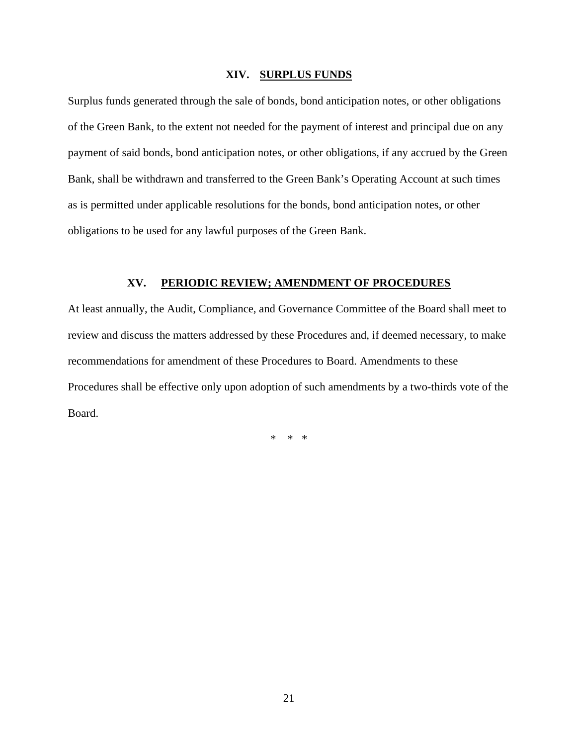## XIV. SURPLUS FUNDS

Surplus funds generated through the sale of bonds, bond anticipation notes, or other obligations of the Green Bank, to the extent not needed for the payment of interest and principal due on any payment of said bonds, bond anticipation notes, or other obligations, if any accrued by the Green Bank, shall be withdrawn and transferred to the Green Bank's Operating Account at such times as is permitted under applicable resolutions for the bonds, bond anticipation notes, or other obligations to be used for any lawful purposes of the Green Bank.

## XV. PERIODIC REVIEW; AMENDMENT OF PROCEDURES

At least annually, the Audit, Compliance, and Governance Committee of the Board shall meet to review and discuss the matters addressed by these Procedures and, if deemed necessary, to make recommendations for amendment of these Procedures to Board. Amendments to these Procedures shall be effective only upon adoption of such amendments by a two-thirds vote of the Board.

\* \* \*